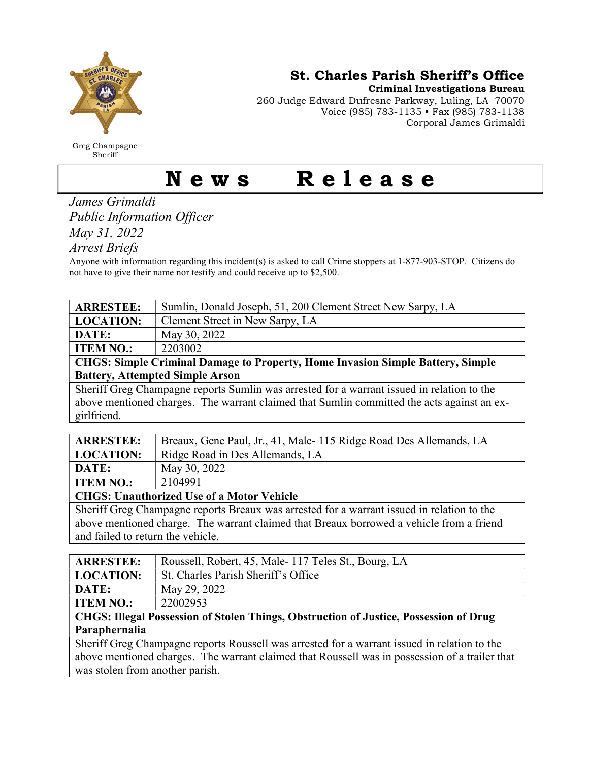# St. Charles Parish Sheriff's Office

**Criminal Investigations Bureau**
260 Judge Edward Dufresne Parkway, Luling, LA 70070
Voice (985) 783-1135 • Fax (985) 783-1138
Corporal James Grimaldi

Greg Champagne
Sheriff

# News Release

*James Grimaldi*
*Public Information Officer*
*May 31, 2022*
*Arrest Briefs*

Anyone with information regarding this incident(s) is asked to call Crime stoppers at 1-877-903-STOP. Citizens do not have to give their name nor testify and could receive up to $2,500.

| **ARRESTEE:** | Sumlin, Donald Joseph, 51, 200 Clement Street New Sarpy, LA |
|---|---|
| **LOCATION:** | Clement Street in New Sarpy, LA |
| **DATE:** | May 30, 2022 |
| **ITEM NO.:** | 2203002 |
| **CHGS: Simple Criminal Damage to Property, Home Invasion Simple Battery, Simple Battery, Attempted Simple Arson** | |
| Sheriff Greg Champagne reports Sumlin was arrested for a warrant issued in relation to the above mentioned charges. The warrant claimed that Sumlin committed the acts against an ex-girlfriend. | |

| **ARRESTEE:** | Breaux, Gene Paul, Jr., 41, Male- 115 Ridge Road Des Allemands, LA |
|---|---|
| **LOCATION:** | Ridge Road in Des Allemands, LA |
| **DATE:** | May 30, 2022 |
| **ITEM NO.:** | 2104991 |
| **CHGS: Unauthorized Use of a Motor Vehicle** | |
| Sheriff Greg Champagne reports Breaux was arrested for a warrant issued in relation to the above mentioned charge. The warrant claimed that Breaux borrowed a vehicle from a friend and failed to return the vehicle. | |

| **ARRESTEE:** | Roussell, Robert, 45, Male- 117 Teles St., Bourg, LA |
|---|---|
| **LOCATION:** | St. Charles Parish Sheriff's Office |
| **DATE:** | May 29, 2022 |
| **ITEM NO.:** | 22002953 |
| **CHGS: Illegal Possession of Stolen Things, Obstruction of Justice, Possession of Drug Paraphernalia** | |
| Sheriff Greg Champagne reports Roussell was arrested for a warrant issued in relation to the above mentioned charges. The warrant claimed that Roussell was in possession of a trailer that was stolen from another parish. | |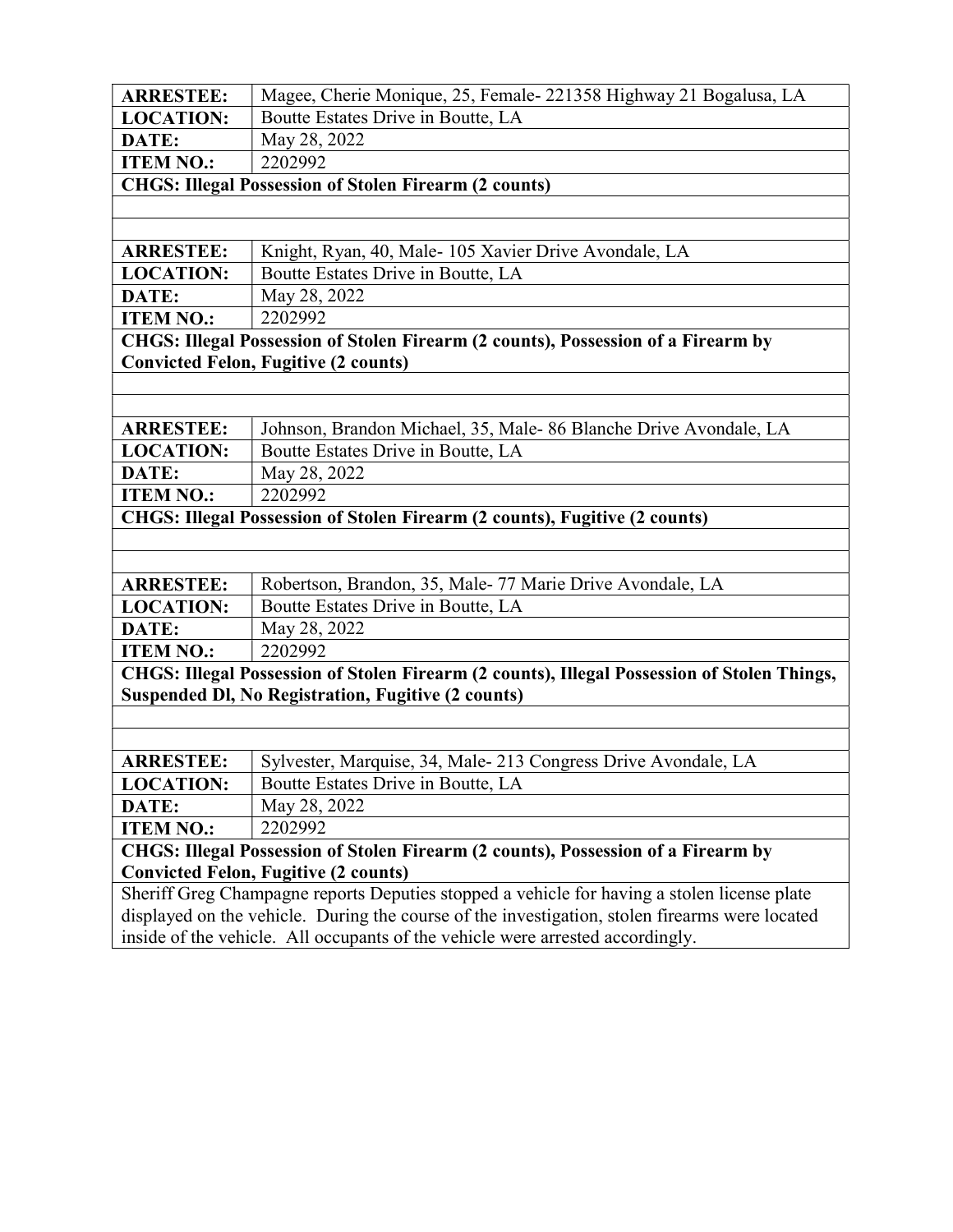| | |
|---|---|
| **ARRESTEE:** | Magee, Cherie Monique, 25, Female- 221358 Highway 21 Bogalusa, LA |
| **LOCATION:** | Boutte Estates Drive in Boutte, LA |
| **DATE:** | May 28, 2022 |
| **ITEM NO.:** | 2202992 |
| **CHGS: Illegal Possession of Stolen Firearm (2 counts)** | |

| | |
|---|---|
| **ARRESTEE:** | Knight, Ryan, 40, Male- 105 Xavier Drive Avondale, LA |
| **LOCATION:** | Boutte Estates Drive in Boutte, LA |
| **DATE:** | May 28, 2022 |
| **ITEM NO.:** | 2202992 |
| **CHGS: Illegal Possession of Stolen Firearm (2 counts), Possession of a Firearm by Convicted Felon, Fugitive (2 counts)** | |

| | |
|---|---|
| **ARRESTEE:** | Johnson, Brandon Michael, 35, Male- 86 Blanche Drive Avondale, LA |
| **LOCATION:** | Boutte Estates Drive in Boutte, LA |
| **DATE:** | May 28, 2022 |
| **ITEM NO.:** | 2202992 |
| **CHGS: Illegal Possession of Stolen Firearm (2 counts), Fugitive (2 counts)** | |

| | |
|---|---|
| **ARRESTEE:** | Robertson, Brandon, 35, Male- 77 Marie Drive Avondale, LA |
| **LOCATION:** | Boutte Estates Drive in Boutte, LA |
| **DATE:** | May 28, 2022 |
| **ITEM NO.:** | 2202992 |
| **CHGS: Illegal Possession of Stolen Firearm (2 counts), Illegal Possession of Stolen Things, Suspended Dl, No Registration, Fugitive (2 counts)** | |

| | |
|---|---|
| **ARRESTEE:** | Sylvester, Marquise, 34, Male- 213 Congress Drive Avondale, LA |
| **LOCATION:** | Boutte Estates Drive in Boutte, LA |
| **DATE:** | May 28, 2022 |
| **ITEM NO.:** | 2202992 |
| **CHGS: Illegal Possession of Stolen Firearm (2 counts), Possession of a Firearm by Convicted Felon, Fugitive (2 counts)** | |

Sheriff Greg Champagne reports Deputies stopped a vehicle for having a stolen license plate displayed on the vehicle. During the course of the investigation, stolen firearms were located inside of the vehicle. All occupants of the vehicle were arrested accordingly.